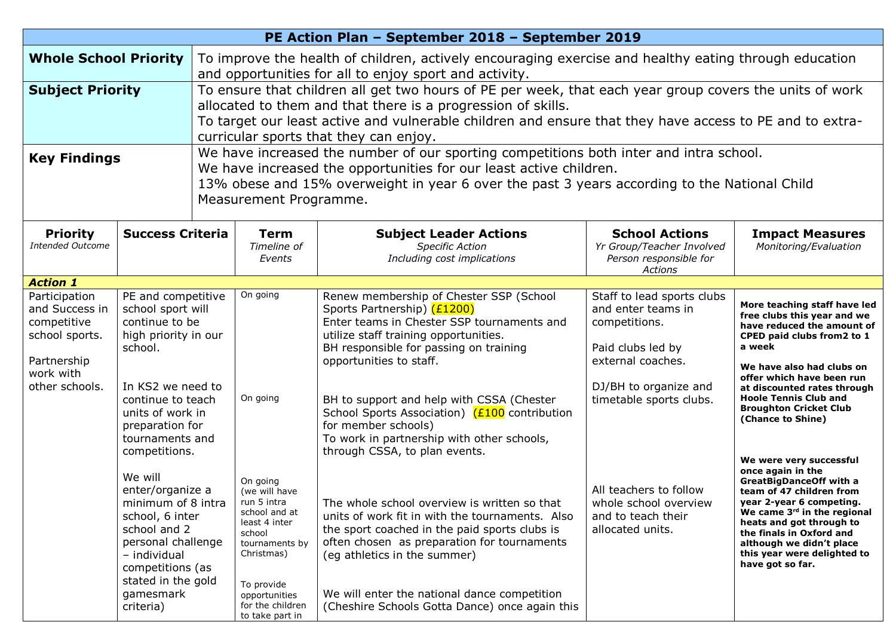| PE Action Plan – September 2018 – September 2019 | | | | | |
|---|---|---|---|---|---|
| **Whole School Priority** | To improve the health of children, actively encouraging exercise and healthy eating through education and opportunities for all to enjoy sport and activity. | | | | |
| **Subject Priority** | To ensure that children all get two hours of PE per week, that each year group covers the units of work allocated to them and that there is a progression of skills.<br>To target our least active and vulnerable children and ensure that they have access to PE and to extra-curricular sports that they can enjoy. | | | | |
| **Key Findings** | We have increased the number of our sporting competitions both inter and intra school.<br>We have increased the opportunities for our least active children.<br>13% obese and 15% overweight in year 6 over the past 3 years according to the National Child Measurement Programme. | | | | |
| **Priority**<br>*Intended Outcome* | **Success Criteria** | **Term**<br>*Timeline of Events* | **Subject Leader Actions**<br>*Specific Action Including cost implications* | **School Actions**<br>*Yr Group/Teacher Involved Person responsible for Actions* | **Impact Measures**<br>*Monitoring/Evaluation* |
| ***Action 1*** | | | | | |
| Participation and Success in competitive school sports.<br><br>Partnership work with other schools. | PE and competitive school sport will continue to be high priority in our school.<br><br>In KS2 we need to continue to teach units of work in preparation for tournaments and competitions.<br><br>We will enter/organize a minimum of 8 intra school, 6 inter school and 2 personal challenge – individual competitions (as stated in the gold gamesmark criteria) | On going<br><br>On going<br><br>On going (we will have run 5 intra school and at least 4 inter school tournaments by Christmas)<br><br>To provide opportunities for the children to take part in | Renew membership of Chester SSP (School Sports Partnership) (£1200)<br>Enter teams in Chester SSP tournaments and utilize staff training opportunities.<br>BH responsible for passing on training opportunities to staff.<br><br>BH to support and help with CSSA (Chester School Sports Association) (£100 contribution for member schools)<br>To work in partnership with other schools, through CSSA, to plan events.<br><br>The whole school overview is written so that units of work fit in with the tournaments. Also the sport coached in the paid sports clubs is often chosen as preparation for tournaments (eg athletics in the summer)<br><br>We will enter the national dance competition (Cheshire Schools Gotta Dance) once again this | Staff to lead sports clubs and enter teams in competitions.<br><br>Paid clubs led by external coaches.<br><br>DJ/BH to organize and timetable sports clubs.<br><br>All teachers to follow whole school overview and to teach their allocated units. | **More teaching staff have led free clubs this year and we have reduced the amount of CPED paid clubs from2 to 1 a week**<br><br>**We have also had clubs on offer which have been run at discounted rates through Hoole Tennis Club and Broughton Cricket Club (Chance to Shine)**<br><br>**We were very successful once again in the GreatBigDanceOff with a team of 47 children from year 2-year 6 competing. We came 3rd in the regional heats and got through to the finals in Oxford and although we didn't place this year were delighted to have got so far.** |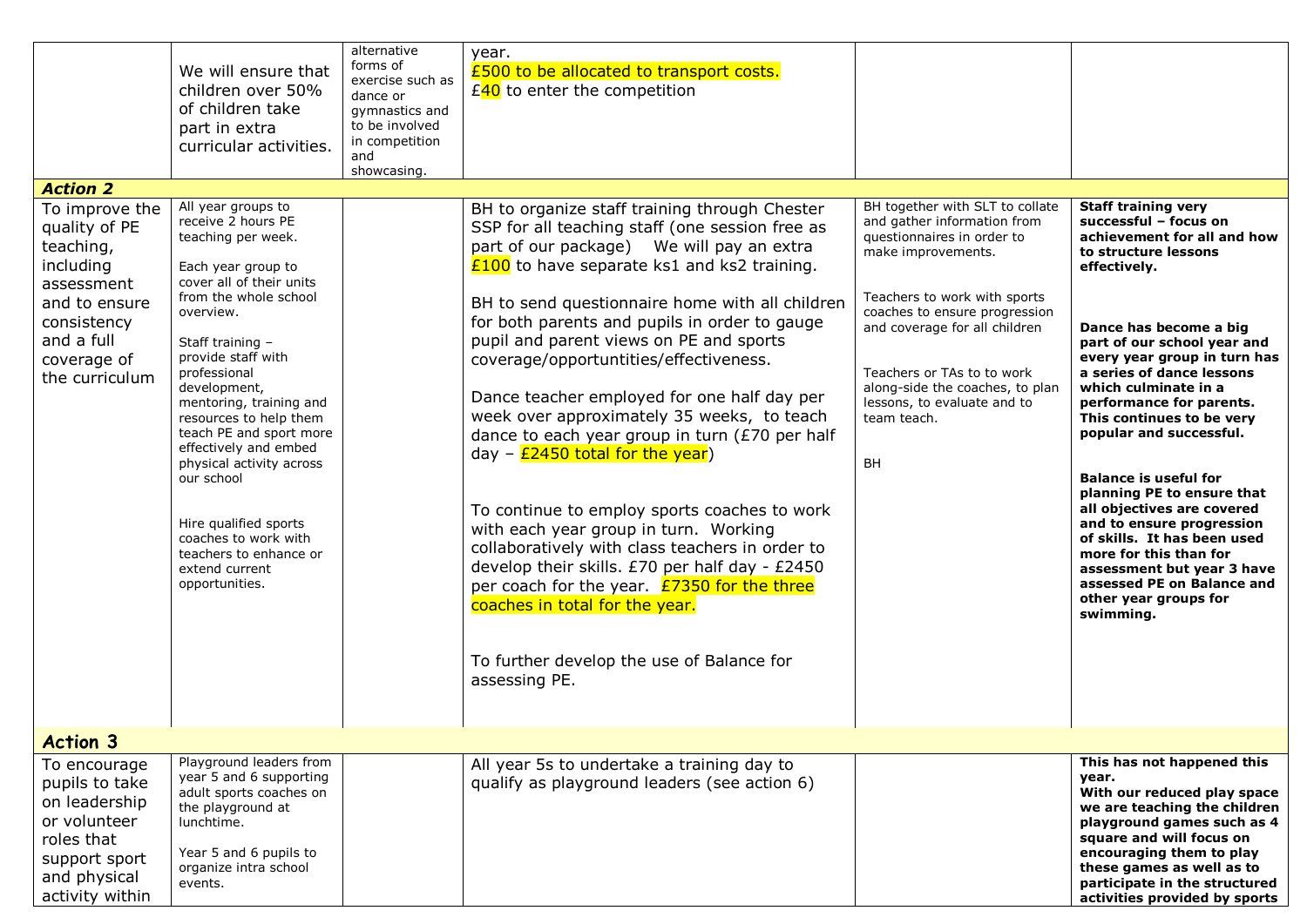| | | | | | |
|---|---|---|---|---|---|
| | We will ensure that children over 50% of children take part in extra curricular activities. | alternative forms of exercise such as dance or gymnastics and to be involved in competition and showcasing. | year.<br>£500 to be allocated to transport costs.<br>£40 to enter the competition | | |
| ***Action 2*** | | | | | |
| To improve the quality of PE teaching, including assessment and to ensure consistency and a full coverage of the curriculum | All year groups to receive 2 hours PE teaching per week.<br><br>Each year group to cover all of their units from the whole school overview.<br><br>Staff training – provide staff with professional development, mentoring, training and resources to help them teach PE and sport more effectively and embed physical activity across our school<br><br>Hire qualified sports coaches to work with teachers to enhance or extend current opportunities. | | BH to organize staff training through Chester SSP for all teaching staff (one session free as part of our package) We will pay an extra £100 to have separate ks1 and ks2 training.<br><br>BH to send questionnaire home with all children for both parents and pupils in order to gauge pupil and parent views on PE and sports coverage/opportuntities/effectiveness.<br><br>Dance teacher employed for one half day per week over approximately 35 weeks, to teach dance to each year group in turn (£70 per half day – £2450 total for the year)<br><br>To continue to employ sports coaches to work with each year group in turn. Working collaboratively with class teachers in order to develop their skills. £70 per half day - £2450 per coach for the year. £7350 for the three coaches in total for the year.<br><br>To further develop the use of Balance for assessing PE. | BH together with SLT to collate and gather information from questionnaires in order to make improvements.<br><br>Teachers to work with sports coaches to ensure progression and coverage for all children<br><br>Teachers or TAs to to work along-side the coaches, to plan lessons, to evaluate and to team teach.<br><br>BH | **Staff training very successful – focus on achievement for all and how to structure lessons effectively.**<br><br>**Dance has become a big part of our school year and every year group in turn has a series of dance lessons which culminate in a performance for parents. This continues to be very popular and successful.**<br><br>**Balance is useful for planning PE to ensure that all objectives are covered and to ensure progression of skills. It has been used more for this than for assessment but year 3 have assessed PE on Balance and other year groups for swimming.** |
| **Action 3** | | | | | |
| To encourage pupils to take on leadership or volunteer roles that support sport and physical activity within | Playground leaders from year 5 and 6 supporting adult sports coaches on the playground at lunchtime.<br><br>Year 5 and 6 pupils to organize intra school events. | | All year 5s to undertake a training day to qualify as playground leaders (see action 6) | | **This has not happened this year.**<br>**With our reduced play space we are teaching the children playground games such as 4 square and will focus on encouraging them to play these games as well as to participate in the structured activities provided by sports** |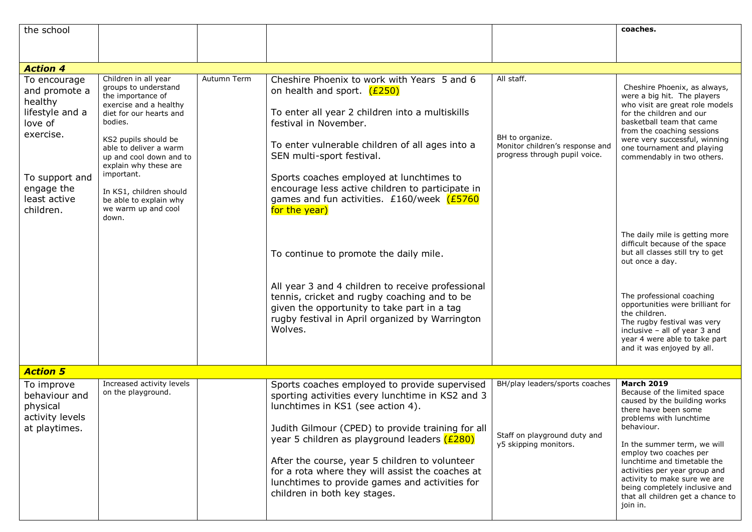| | | | | | |
|---|---|---|---|---|---|
| the school | | | | | **coaches.** |
| ***Action 4*** | | | | | |
| To encourage and promote a healthy lifestyle and a love of exercise.<br><br>To support and engage the least active children. | Children in all year groups to understand the importance of exercise and a healthy diet for our hearts and bodies.<br><br>KS2 pupils should be able to deliver a warm up and cool down and to explain why these are important.<br><br>In KS1, children should be able to explain why we warm up and cool down. | Autumn Term | Cheshire Phoenix to work with Years 5 and 6 on health and sport. (£250)<br><br>To enter all year 2 children into a multiskills festival in November.<br><br>To enter vulnerable children of all ages into a SEN multi-sport festival.<br><br>Sports coaches employed at lunchtimes to encourage less active children to participate in games and fun activities. £160/week (£5760 for the year)<br><br>To continue to promote the daily mile.<br><br>All year 3 and 4 children to receive professional tennis, cricket and rugby coaching and to be given the opportunity to take part in a tag rugby festival in April organized by Warrington Wolves. | All staff.<br><br>BH to organize.<br>Monitor children's response and progress through pupil voice. | Cheshire Phoenix, as always, were a big hit. The players who visit are great role models for the children and our basketball team that came from the coaching sessions were very successful, winning one tournament and playing commendably in two others.<br><br>The daily mile is getting more difficult because of the space but all classes still try to get out once a day.<br><br>The professional coaching opportunities were brilliant for the children.<br>The rugby festival was very inclusive – all of year 3 and year 4 were able to take part and it was enjoyed by all. |
| ***Action 5*** | | | | | |
| To improve behaviour and physical activity levels at playtimes. | Increased activity levels on the playground. | | Sports coaches employed to provide supervised sporting activities every lunchtime in KS2 and 3 lunchtimes in KS1 (see action 4).<br><br>Judith Gilmour (CPED) to provide training for all year 5 children as playground leaders (£280)<br><br>After the course, year 5 children to volunteer for a rota where they will assist the coaches at lunchtimes to provide games and activities for children in both key stages. | BH/play leaders/sports coaches<br><br>Staff on playground duty and y5 skipping monitors. | **March 2019**<br>Because of the limited space caused by the building works there have been some problems with lunchtime behaviour.<br><br>In the summer term, we will employ two coaches per lunchtime and timetable the activities per year group and activity to make sure we are being completely inclusive and that all children get a chance to join in. |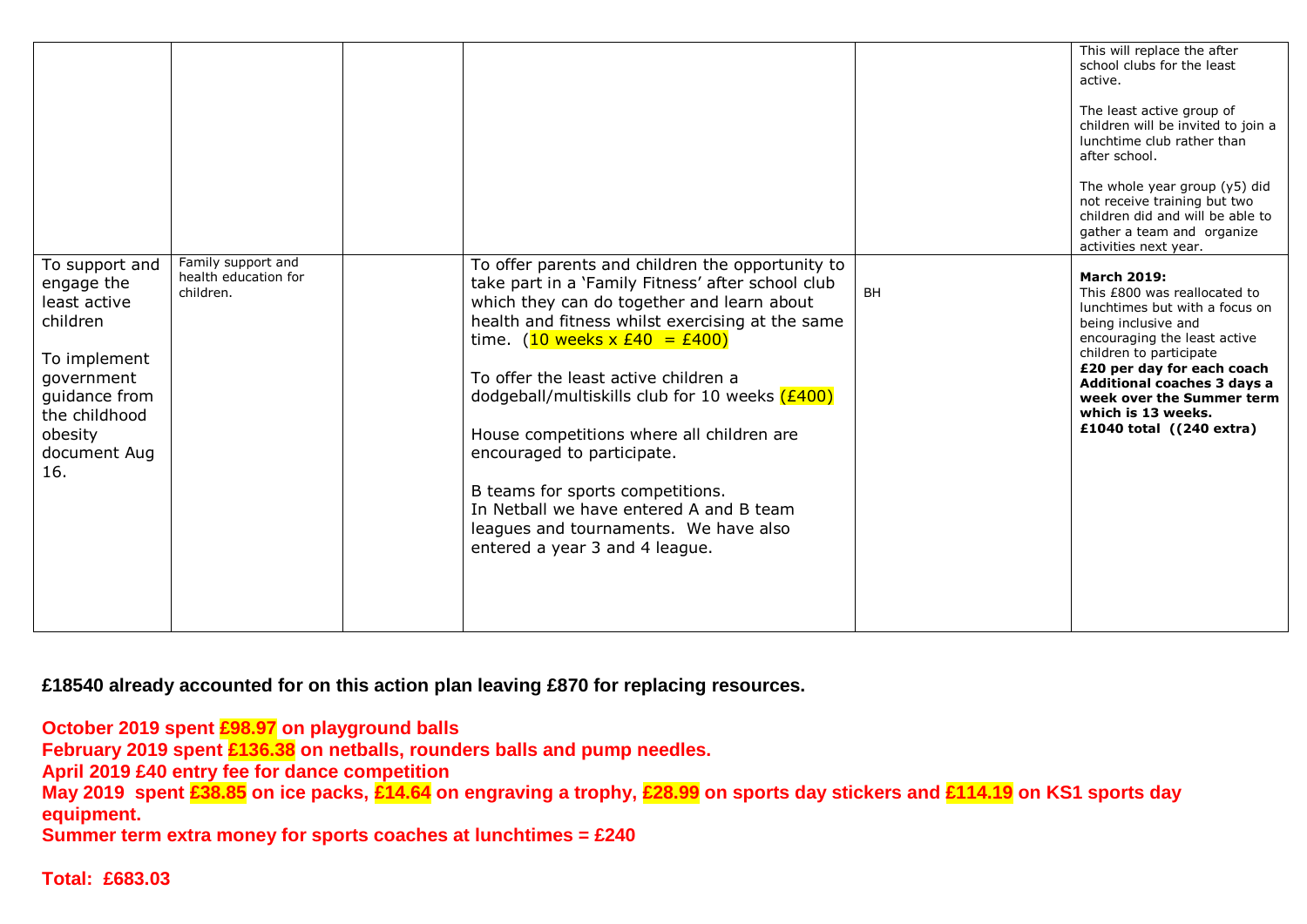| | | | | | |
|---|---|---|---|---|---|
| | | | | | This will replace the after school clubs for the least active.<br><br>The least active group of children will be invited to join a lunchtime club rather than after school.<br><br>The whole year group (y5) did not receive training but two children did and will be able to gather a team and organize activities next year. |
| To support and engage the least active children<br><br>To implement government guidance from the childhood obesity document Aug 16. | Family support and health education for children. | | To offer parents and children the opportunity to take part in a 'Family Fitness' after school club which they can do together and learn about health and fitness whilst exercising at the same time. (10 weeks x £40 = £400)<br><br>To offer the least active children a dodgeball/multiskills club for 10 weeks (£400)<br><br>House competitions where all children are encouraged to participate.<br><br>B teams for sports competitions.<br>In Netball we have entered A and B team leagues and tournaments. We have also entered a year 3 and 4 league. | BH | **March 2019:**<br>This £800 was reallocated to lunchtimes but with a focus on being inclusive and encouraging the least active children to participate<br>**£20 per day for each coach Additional coaches 3 days a week over the Summer term which is 13 weeks.**<br>**£1040 total ((240 extra)** |

**£18540 already accounted for on this action plan leaving £870 for replacing resources.**

**October 2019 spent £98.97 on playground balls**
**February 2019 spent £136.38 on netballs, rounders balls and pump needles.**
**April 2019 £40 entry fee for dance competition**
**May 2019 spent £38.85 on ice packs, £14.64 on engraving a trophy, £28.99 on sports day stickers and £114.19 on KS1 sports day equipment.**
**Summer term extra money for sports coaches at lunchtimes = £240**

**Total: £683.03**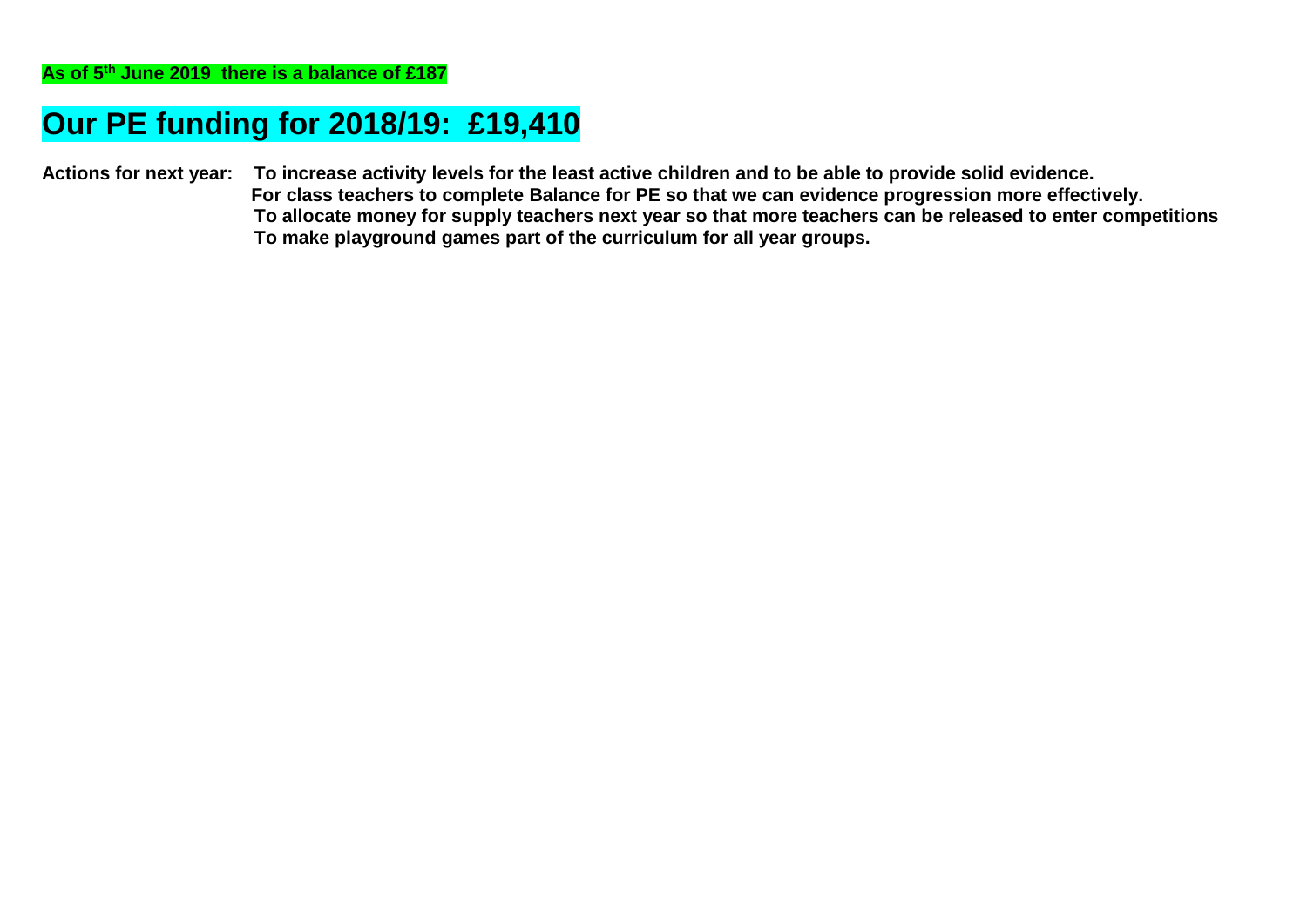**As of 5th June 2019 there is a balance of £187**

# Our PE funding for 2018/19: £19,410

**Actions for next year:** **To increase activity levels for the least active children and to be able to provide solid evidence.**
**For class teachers to complete Balance for PE so that we can evidence progression more effectively.**
**To allocate money for supply teachers next year so that more teachers can be released to enter competitions**
**To make playground games part of the curriculum for all year groups.**